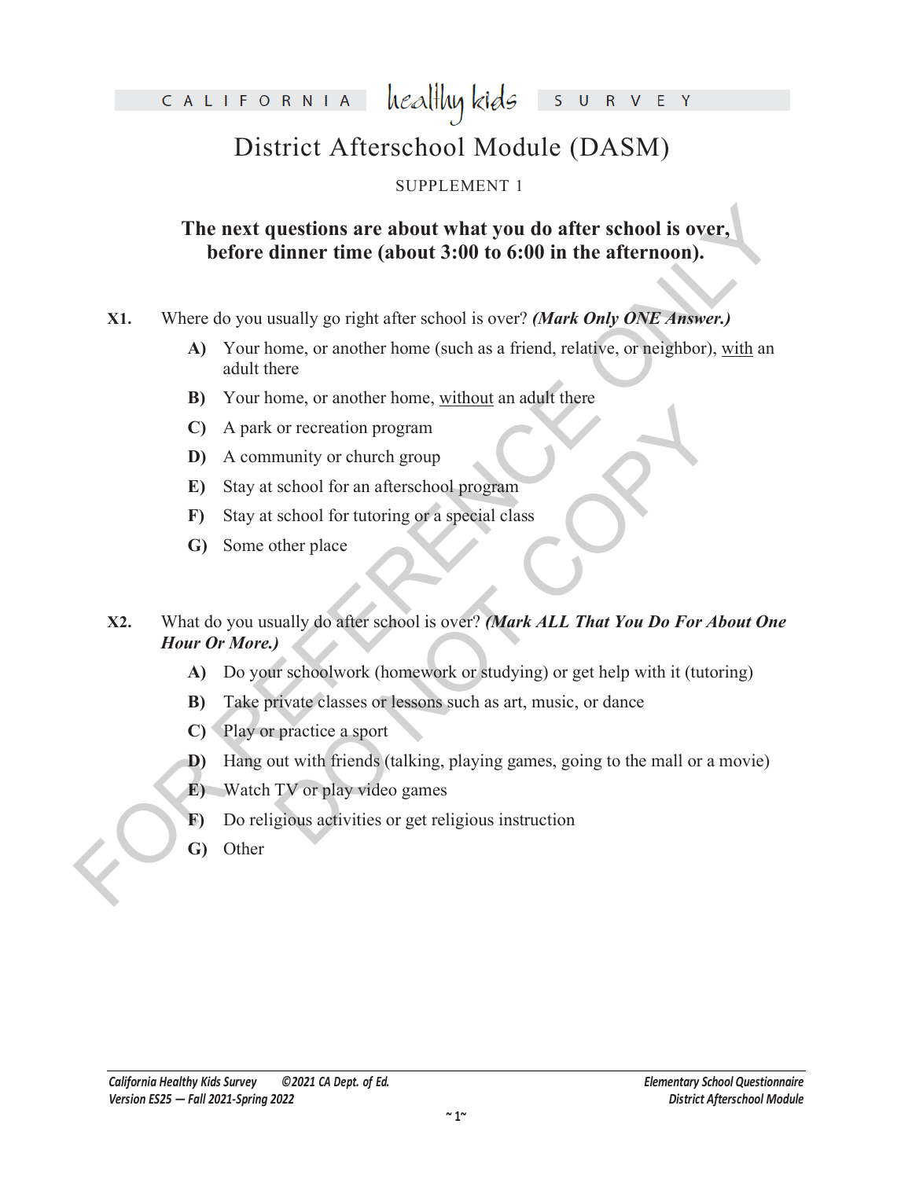CALIFORNIA healthy kids SURVEY

# District Afterschool Module (DASM)

SUPPLEMENT 1

**The next questions are about what you do after school is over, before dinner time (about 3:00 to 6:00 in the afternoon).**

**X1.** Where do you usually go right after school is over? ***(Mark Only ONE Answer.)***

- **A)** Your home, or another home (such as a friend, relative, or neighbor), with an adult there
- **B)** Your home, or another home, without an adult there
- **C)** A park or recreation program
- **D)** A community or church group
- **E)** Stay at school for an afterschool program
- **F)** Stay at school for tutoring or a special class
- **G)** Some other place

**X2.** What do you usually do after school is over? ***(Mark ALL That You Do For About One Hour Or More.)***

- **A)** Do your schoolwork (homework or studying) or get help with it (tutoring)
- **B)** Take private classes or lessons such as art, music, or dance
- **C)** Play or practice a sport
- **D)** Hang out with friends (talking, playing games, going to the mall or a movie)
- **E)** Watch TV or play video games
- **F)** Do religious activities or get religious instruction
- **G)** Other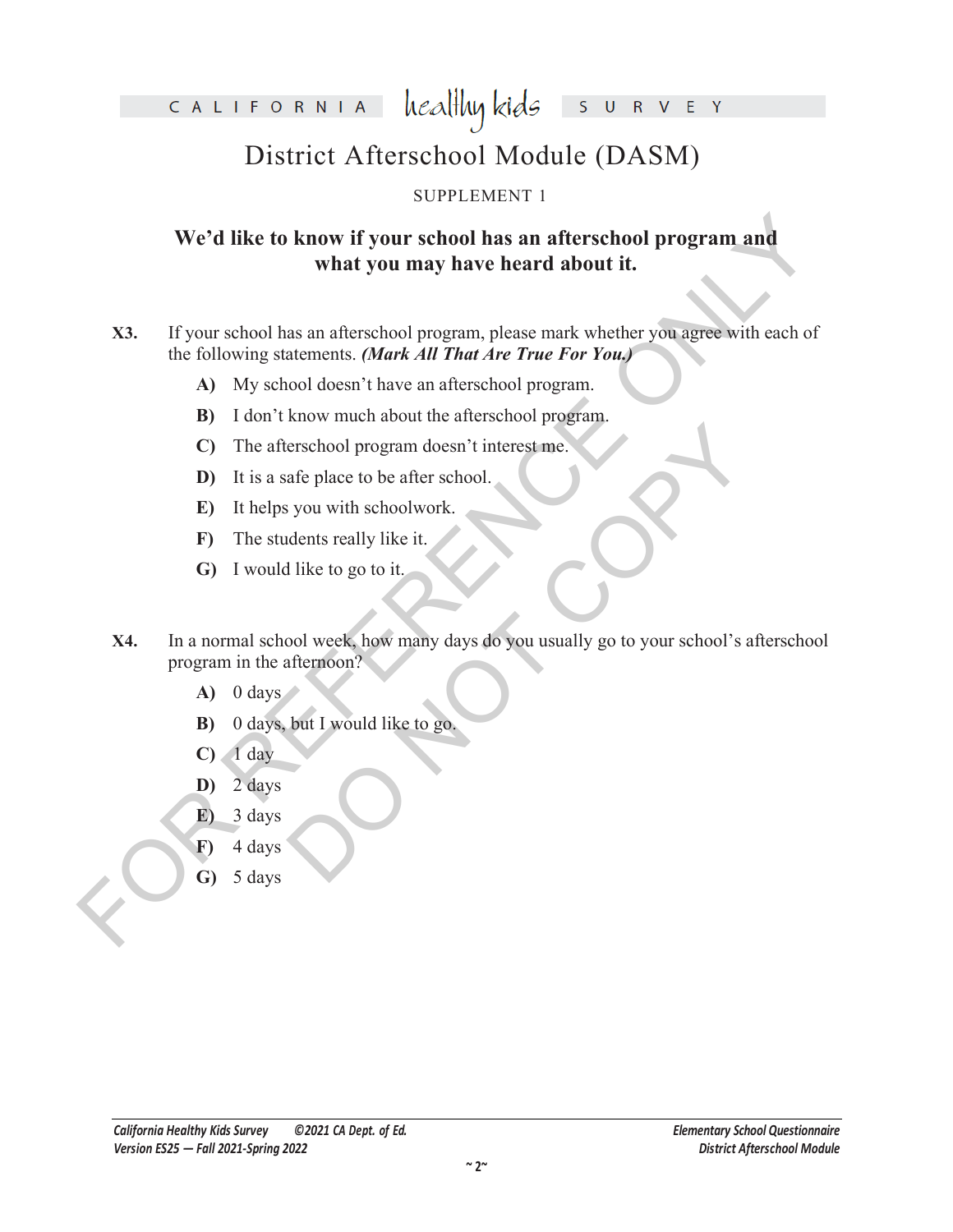# District Afterschool Module (DASM)

SUPPLEMENT 1

**We'd like to know if your school has an afterschool program and what you may have heard about it.**

**X3.** If your school has an afterschool program, please mark whether you agree with each of the following statements. ***(Mark All That Are True For You.)***

- **A)** My school doesn't have an afterschool program.
- **B)** I don't know much about the afterschool program.
- **C)** The afterschool program doesn't interest me.
- **D)** It is a safe place to be after school.
- **E)** It helps you with schoolwork.
- **F)** The students really like it.
- **G)** I would like to go to it.

**X4.** In a normal school week, how many days do you usually go to your school's afterschool program in the afternoon?

- **A)** 0 days
- **B)** 0 days, but I would like to go.
- **C)** 1 day
- **D)** 2 days
- **E)** 3 days
- **F)** 4 days
- **G)** 5 days